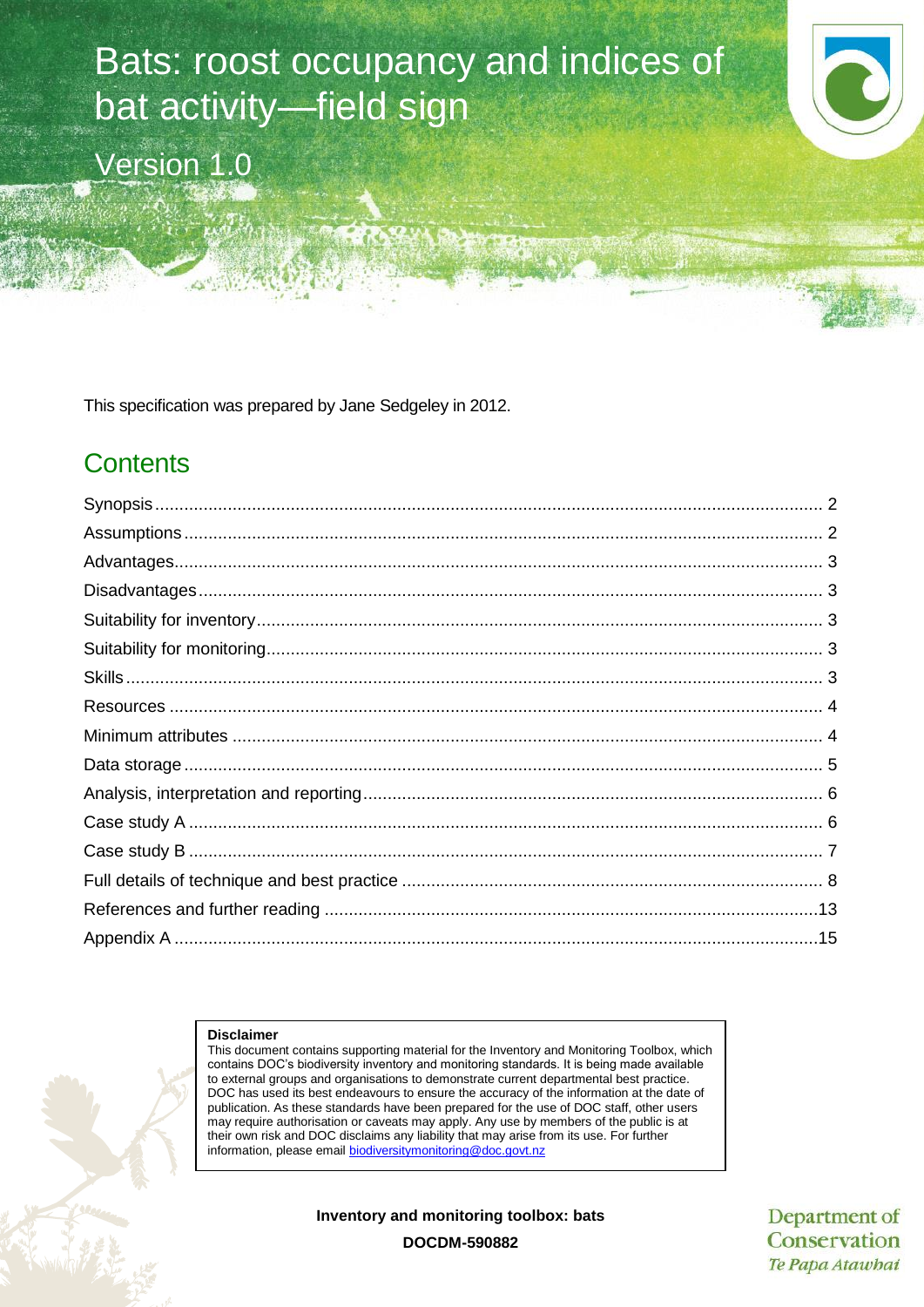# Bats: roost occupancy and indices of bat activity—field sign

Version 1.0

This specification was prepared by Jane Sedgeley in 2012.

## Contents

Synopsis ........ 2
Assumptions ........ 2
Advantages ........ 3
Disadvantages ........ 3
Suitability for inventory ........ 3
Suitability for monitoring ........ 3
Skills ........ 3
Resources ........ 4
Minimum attributes ........ 4
Data storage ........ 5
Analysis, interpretation and reporting ........ 6
Case study A ........ 6
Case study B ........ 7
Full details of technique and best practice ........ 8
References and further reading ........ 13
Appendix A ........ 15

**Disclaimer**
This document contains supporting material for the Inventory and Monitoring Toolbox, which contains DOC's biodiversity inventory and monitoring standards. It is being made available to external groups and organisations to demonstrate current departmental best practice. DOC has used its best endeavours to ensure the accuracy of the information at the date of publication. As these standards have been prepared for the use of DOC staff, other users may require authorisation or caveats may apply. Any use by members of the public is at their own risk and DOC disclaims any liability that may arise from its use. For further information, please email biodiversitymonitoring@doc.govt.nz

**Inventory and monitoring toolbox: bats**

**DOCDM-590882**

Department of Conservation
*Te Papa Atawhai*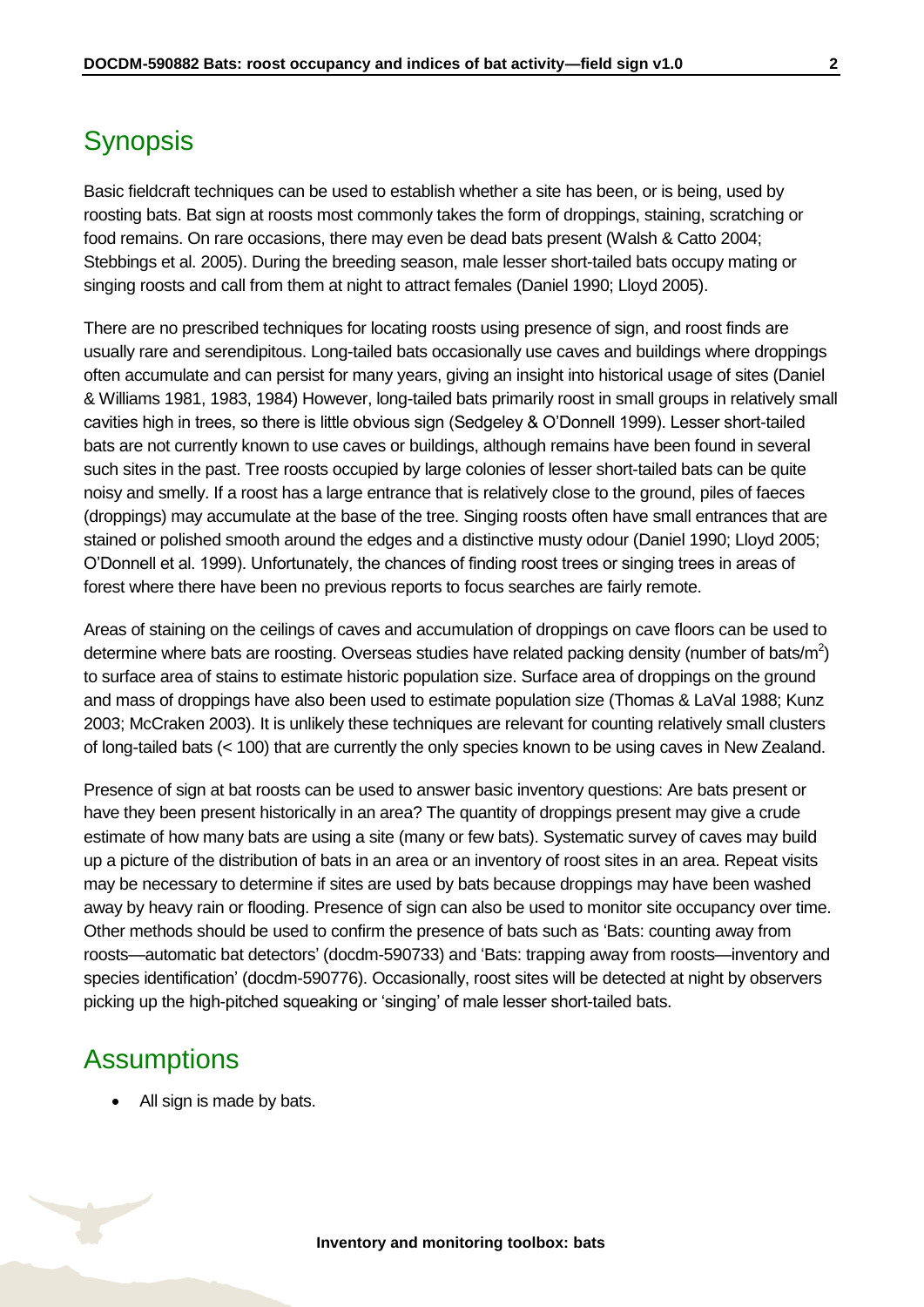## Synopsis

Basic fieldcraft techniques can be used to establish whether a site has been, or is being, used by roosting bats. Bat sign at roosts most commonly takes the form of droppings, staining, scratching or food remains. On rare occasions, there may even be dead bats present (Walsh & Catto 2004; Stebbings et al. 2005). During the breeding season, male lesser short-tailed bats occupy mating or singing roosts and call from them at night to attract females (Daniel 1990; Lloyd 2005).

There are no prescribed techniques for locating roosts using presence of sign, and roost finds are usually rare and serendipitous. Long-tailed bats occasionally use caves and buildings where droppings often accumulate and can persist for many years, giving an insight into historical usage of sites (Daniel & Williams 1981, 1983, 1984) However, long-tailed bats primarily roost in small groups in relatively small cavities high in trees, so there is little obvious sign (Sedgeley & O'Donnell 1999). Lesser short-tailed bats are not currently known to use caves or buildings, although remains have been found in several such sites in the past. Tree roosts occupied by large colonies of lesser short-tailed bats can be quite noisy and smelly. If a roost has a large entrance that is relatively close to the ground, piles of faeces (droppings) may accumulate at the base of the tree. Singing roosts often have small entrances that are stained or polished smooth around the edges and a distinctive musty odour (Daniel 1990; Lloyd 2005; O'Donnell et al. 1999). Unfortunately, the chances of finding roost trees or singing trees in areas of forest where there have been no previous reports to focus searches are fairly remote.

Areas of staining on the ceilings of caves and accumulation of droppings on cave floors can be used to determine where bats are roosting. Overseas studies have related packing density (number of bats/$m^2$) to surface area of stains to estimate historic population size. Surface area of droppings on the ground and mass of droppings have also been used to estimate population size (Thomas & LaVal 1988; Kunz 2003; McCraken 2003). It is unlikely these techniques are relevant for counting relatively small clusters of long-tailed bats (< 100) that are currently the only species known to be using caves in New Zealand.

Presence of sign at bat roosts can be used to answer basic inventory questions: Are bats present or have they been present historically in an area? The quantity of droppings present may give a crude estimate of how many bats are using a site (many or few bats). Systematic survey of caves may build up a picture of the distribution of bats in an area or an inventory of roost sites in an area. Repeat visits may be necessary to determine if sites are used by bats because droppings may have been washed away by heavy rain or flooding. Presence of sign can also be used to monitor site occupancy over time. Other methods should be used to confirm the presence of bats such as 'Bats: counting away from roosts—automatic bat detectors' (docdm-590733) and 'Bats: trapping away from roosts—inventory and species identification' (docdm-590776). Occasionally, roost sites will be detected at night by observers picking up the high-pitched squeaking or 'singing' of male lesser short-tailed bats.

## Assumptions

- All sign is made by bats.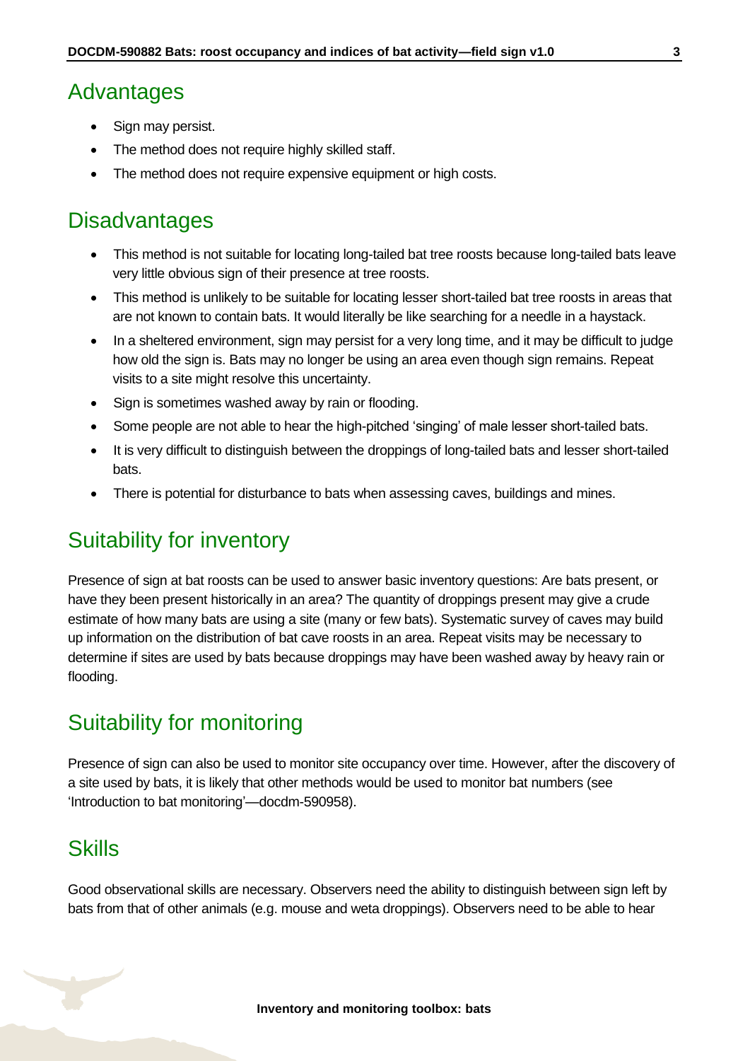## Advantages

- Sign may persist.
- The method does not require highly skilled staff.
- The method does not require expensive equipment or high costs.

## Disadvantages

- This method is not suitable for locating long-tailed bat tree roosts because long-tailed bats leave very little obvious sign of their presence at tree roosts.
- This method is unlikely to be suitable for locating lesser short-tailed bat tree roosts in areas that are not known to contain bats. It would literally be like searching for a needle in a haystack.
- In a sheltered environment, sign may persist for a very long time, and it may be difficult to judge how old the sign is. Bats may no longer be using an area even though sign remains. Repeat visits to a site might resolve this uncertainty.
- Sign is sometimes washed away by rain or flooding.
- Some people are not able to hear the high-pitched 'singing' of male lesser short-tailed bats.
- It is very difficult to distinguish between the droppings of long-tailed bats and lesser short-tailed bats.
- There is potential for disturbance to bats when assessing caves, buildings and mines.

## Suitability for inventory

Presence of sign at bat roosts can be used to answer basic inventory questions: Are bats present, or have they been present historically in an area? The quantity of droppings present may give a crude estimate of how many bats are using a site (many or few bats). Systematic survey of caves may build up information on the distribution of bat cave roosts in an area. Repeat visits may be necessary to determine if sites are used by bats because droppings may have been washed away by heavy rain or flooding.

## Suitability for monitoring

Presence of sign can also be used to monitor site occupancy over time. However, after the discovery of a site used by bats, it is likely that other methods would be used to monitor bat numbers (see 'Introduction to bat monitoring'—docdm-590958).

## Skills

Good observational skills are necessary. Observers need the ability to distinguish between sign left by bats from that of other animals (e.g. mouse and weta droppings). Observers need to be able to hear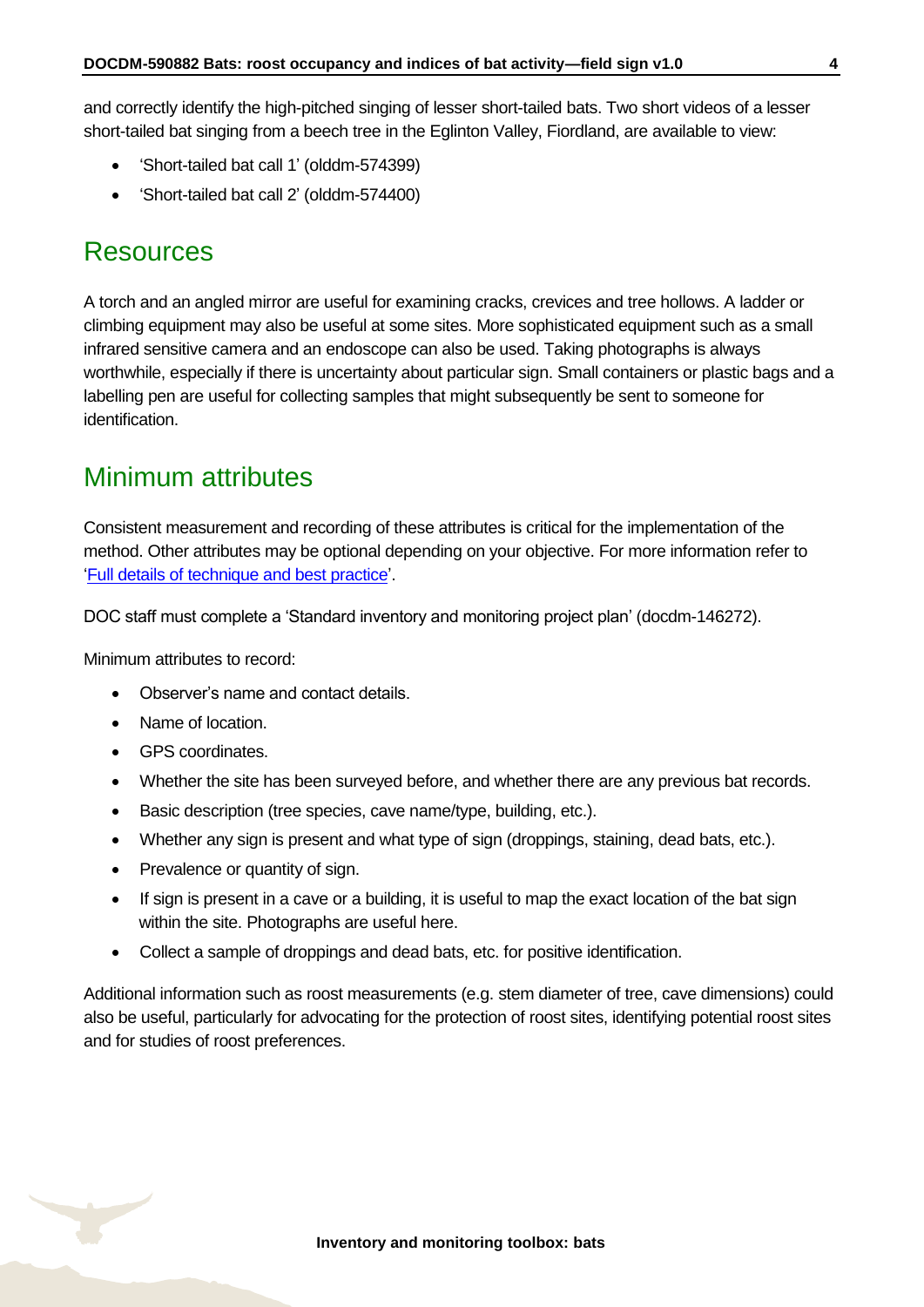and correctly identify the high-pitched singing of lesser short-tailed bats. Two short videos of a lesser short-tailed bat singing from a beech tree in the Eglinton Valley, Fiordland, are available to view:

- 'Short-tailed bat call 1' (olddm-574399)
- 'Short-tailed bat call 2' (olddm-574400)

## Resources

A torch and an angled mirror are useful for examining cracks, crevices and tree hollows. A ladder or climbing equipment may also be useful at some sites. More sophisticated equipment such as a small infrared sensitive camera and an endoscope can also be used. Taking photographs is always worthwhile, especially if there is uncertainty about particular sign. Small containers or plastic bags and a labelling pen are useful for collecting samples that might subsequently be sent to someone for identification.

## Minimum attributes

Consistent measurement and recording of these attributes is critical for the implementation of the method. Other attributes may be optional depending on your objective. For more information refer to 'Full details of technique and best practice'.

DOC staff must complete a 'Standard inventory and monitoring project plan' (docdm-146272).

Minimum attributes to record:

- Observer's name and contact details.
- Name of location.
- GPS coordinates.
- Whether the site has been surveyed before, and whether there are any previous bat records.
- Basic description (tree species, cave name/type, building, etc.).
- Whether any sign is present and what type of sign (droppings, staining, dead bats, etc.).
- Prevalence or quantity of sign.
- If sign is present in a cave or a building, it is useful to map the exact location of the bat sign within the site. Photographs are useful here.
- Collect a sample of droppings and dead bats, etc. for positive identification.

Additional information such as roost measurements (e.g. stem diameter of tree, cave dimensions) could also be useful, particularly for advocating for the protection of roost sites, identifying potential roost sites and for studies of roost preferences.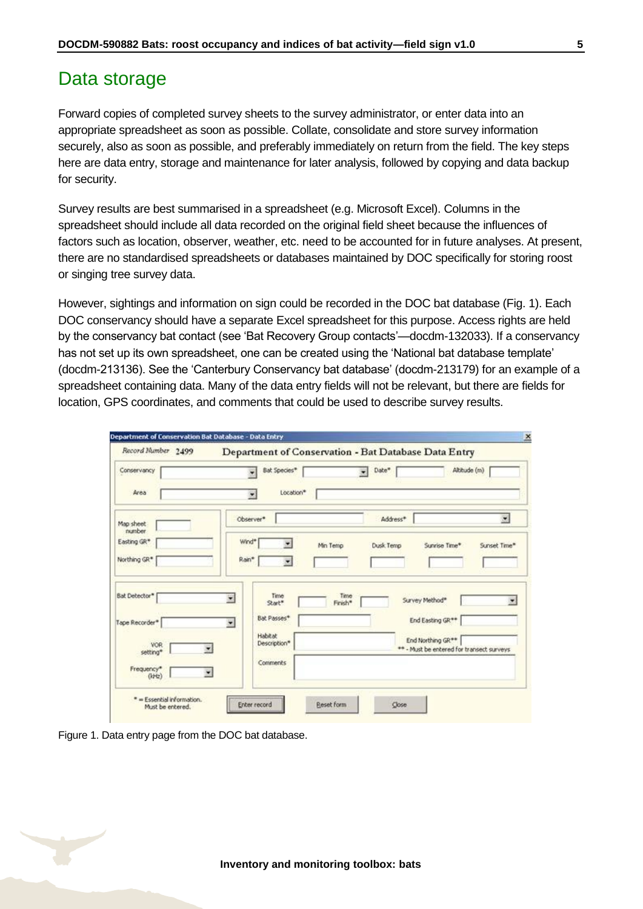# Data storage

Forward copies of completed survey sheets to the survey administrator, or enter data into an appropriate spreadsheet as soon as possible. Collate, consolidate and store survey information securely, also as soon as possible, and preferably immediately on return from the field. The key steps here are data entry, storage and maintenance for later analysis, followed by copying and data backup for security.

Survey results are best summarised in a spreadsheet (e.g. Microsoft Excel). Columns in the spreadsheet should include all data recorded on the original field sheet because the influences of factors such as location, observer, weather, etc. need to be accounted for in future analyses. At present, there are no standardised spreadsheets or databases maintained by DOC specifically for storing roost or singing tree survey data.

However, sightings and information on sign could be recorded in the DOC bat database (Fig. 1). Each DOC conservancy should have a separate Excel spreadsheet for this purpose. Access rights are held by the conservancy bat contact (see 'Bat Recovery Group contacts'—docdm-132033). If a conservancy has not set up its own spreadsheet, one can be created using the 'National bat database template' (docdm-213136). See the 'Canterbury Conservancy bat database' (docdm-213179) for an example of a spreadsheet containing data. Many of the data entry fields will not be relevant, but there are fields for location, GPS coordinates, and comments that could be used to describe survey results.

Figure 1. Data entry page from the DOC bat database.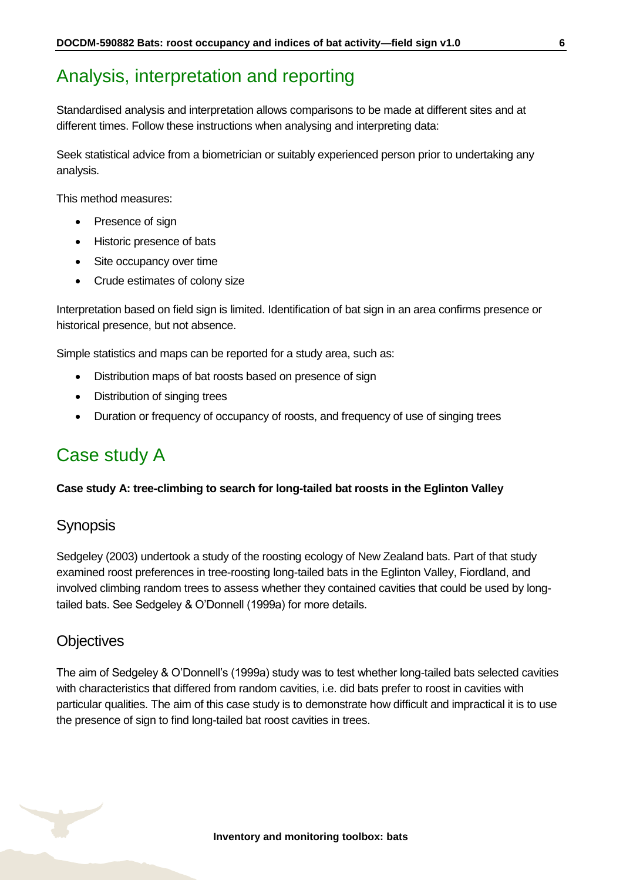# Analysis, interpretation and reporting

Standardised analysis and interpretation allows comparisons to be made at different sites and at different times. Follow these instructions when analysing and interpreting data:

Seek statistical advice from a biometrician or suitably experienced person prior to undertaking any analysis.

This method measures:

- Presence of sign
- Historic presence of bats
- Site occupancy over time
- Crude estimates of colony size

Interpretation based on field sign is limited. Identification of bat sign in an area confirms presence or historical presence, but not absence.

Simple statistics and maps can be reported for a study area, such as:

- Distribution maps of bat roosts based on presence of sign
- Distribution of singing trees
- Duration or frequency of occupancy of roosts, and frequency of use of singing trees

# Case study A

**Case study A: tree-climbing to search for long-tailed bat roosts in the Eglinton Valley**

## Synopsis

Sedgeley (2003) undertook a study of the roosting ecology of New Zealand bats. Part of that study examined roost preferences in tree-roosting long-tailed bats in the Eglinton Valley, Fiordland, and involved climbing random trees to assess whether they contained cavities that could be used by long-tailed bats. See Sedgeley & O'Donnell (1999a) for more details.

## Objectives

The aim of Sedgeley & O'Donnell's (1999a) study was to test whether long-tailed bats selected cavities with characteristics that differed from random cavities, i.e. did bats prefer to roost in cavities with particular qualities. The aim of this case study is to demonstrate how difficult and impractical it is to use the presence of sign to find long-tailed bat roost cavities in trees.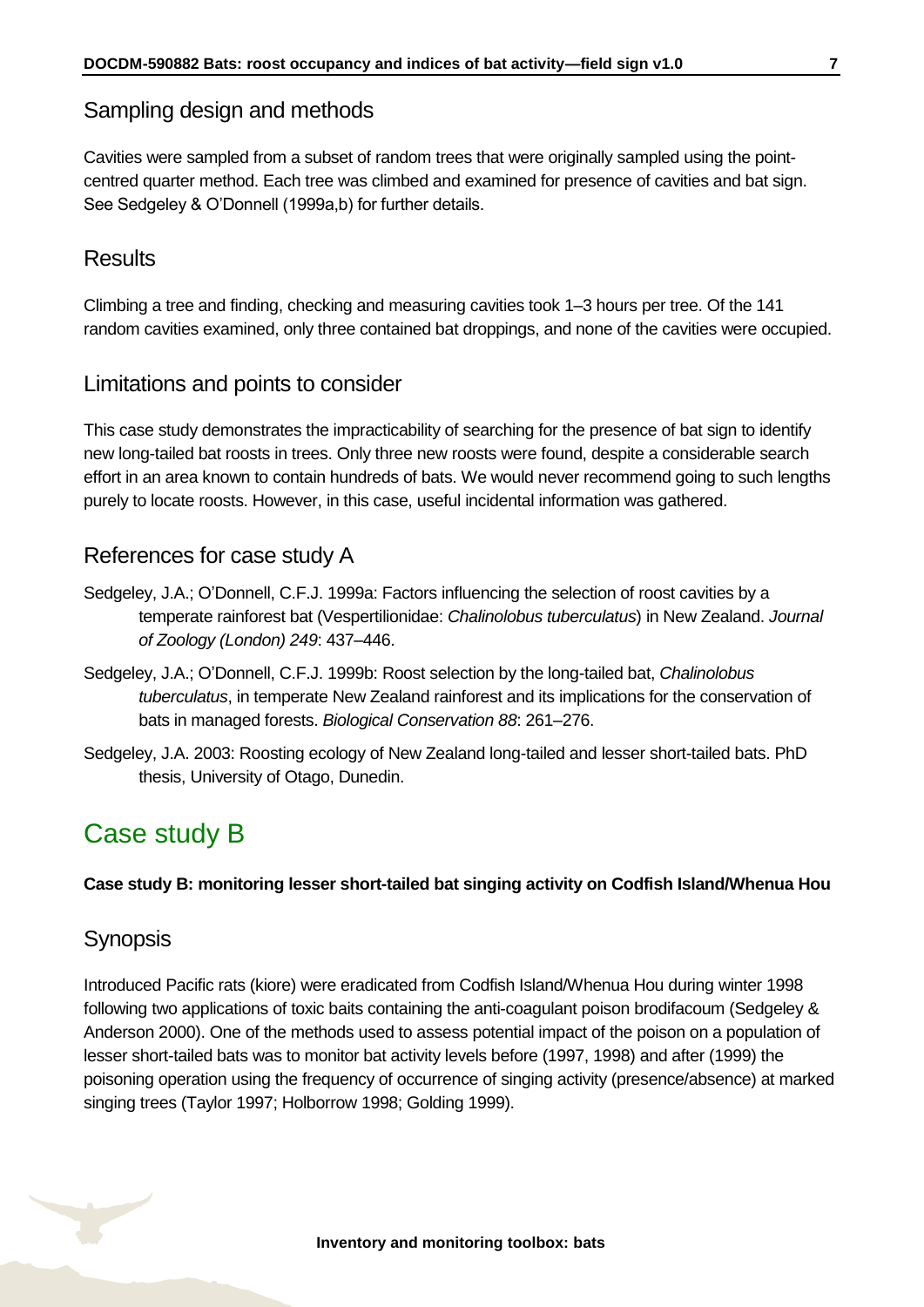## Sampling design and methods

Cavities were sampled from a subset of random trees that were originally sampled using the point-centred quarter method. Each tree was climbed and examined for presence of cavities and bat sign. See Sedgeley & O'Donnell (1999a,b) for further details.

## Results

Climbing a tree and finding, checking and measuring cavities took 1–3 hours per tree. Of the 141 random cavities examined, only three contained bat droppings, and none of the cavities were occupied.

## Limitations and points to consider

This case study demonstrates the impracticability of searching for the presence of bat sign to identify new long-tailed bat roosts in trees. Only three new roosts were found, despite a considerable search effort in an area known to contain hundreds of bats. We would never recommend going to such lengths purely to locate roosts. However, in this case, useful incidental information was gathered.

## References for case study A

Sedgeley, J.A.; O'Donnell, C.F.J. 1999a: Factors influencing the selection of roost cavities by a temperate rainforest bat (Vespertilionidae: *Chalinolobus tuberculatus*) in New Zealand. *Journal of Zoology (London) 249*: 437–446.

Sedgeley, J.A.; O'Donnell, C.F.J. 1999b: Roost selection by the long-tailed bat, *Chalinolobus tuberculatus*, in temperate New Zealand rainforest and its implications for the conservation of bats in managed forests. *Biological Conservation 88*: 261–276.

Sedgeley, J.A. 2003: Roosting ecology of New Zealand long-tailed and lesser short-tailed bats. PhD thesis, University of Otago, Dunedin.

# Case study B

**Case study B: monitoring lesser short-tailed bat singing activity on Codfish Island/Whenua Hou**

## Synopsis

Introduced Pacific rats (kiore) were eradicated from Codfish Island/Whenua Hou during winter 1998 following two applications of toxic baits containing the anti-coagulant poison brodifacoum (Sedgeley & Anderson 2000). One of the methods used to assess potential impact of the poison on a population of lesser short-tailed bats was to monitor bat activity levels before (1997, 1998) and after (1999) the poisoning operation using the frequency of occurrence of singing activity (presence/absence) at marked singing trees (Taylor 1997; Holborrow 1998; Golding 1999).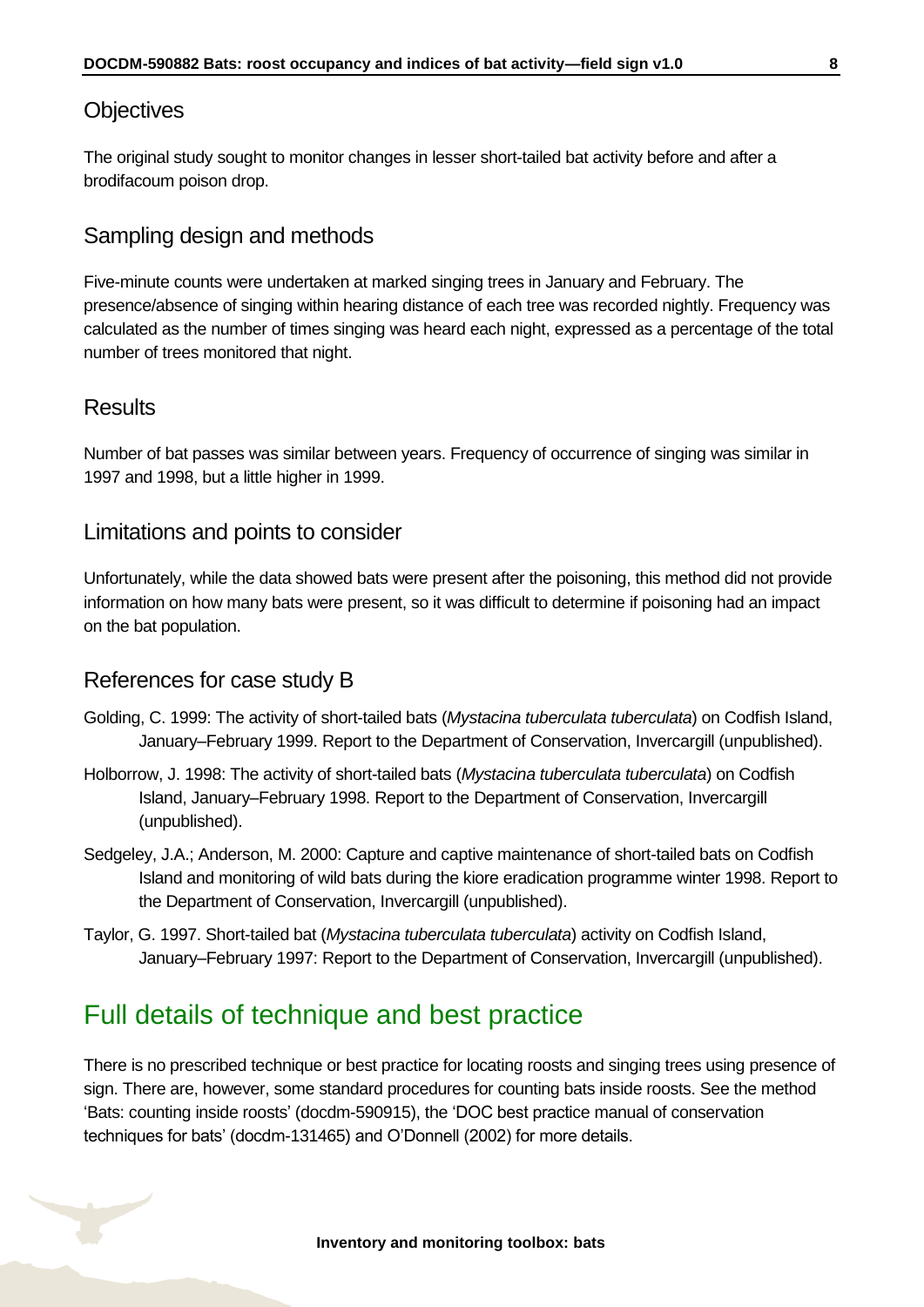## Objectives

The original study sought to monitor changes in lesser short-tailed bat activity before and after a brodifacoum poison drop.

## Sampling design and methods

Five-minute counts were undertaken at marked singing trees in January and February. The presence/absence of singing within hearing distance of each tree was recorded nightly. Frequency was calculated as the number of times singing was heard each night, expressed as a percentage of the total number of trees monitored that night.

## Results

Number of bat passes was similar between years. Frequency of occurrence of singing was similar in 1997 and 1998, but a little higher in 1999.

## Limitations and points to consider

Unfortunately, while the data showed bats were present after the poisoning, this method did not provide information on how many bats were present, so it was difficult to determine if poisoning had an impact on the bat population.

## References for case study B

Golding, C. 1999: The activity of short-tailed bats (*Mystacina tuberculata tuberculata*) on Codfish Island, January–February 1999. Report to the Department of Conservation, Invercargill (unpublished).

Holborrow, J. 1998: The activity of short-tailed bats (*Mystacina tuberculata tuberculata*) on Codfish Island, January–February 1998. Report to the Department of Conservation, Invercargill (unpublished).

Sedgeley, J.A.; Anderson, M. 2000: Capture and captive maintenance of short-tailed bats on Codfish Island and monitoring of wild bats during the kiore eradication programme winter 1998. Report to the Department of Conservation, Invercargill (unpublished).

Taylor, G. 1997. Short-tailed bat (*Mystacina tuberculata tuberculata*) activity on Codfish Island, January–February 1997: Report to the Department of Conservation, Invercargill (unpublished).

# Full details of technique and best practice

There is no prescribed technique or best practice for locating roosts and singing trees using presence of sign. There are, however, some standard procedures for counting bats inside roosts. See the method 'Bats: counting inside roosts' (docdm-590915), the 'DOC best practice manual of conservation techniques for bats' (docdm-131465) and O'Donnell (2002) for more details.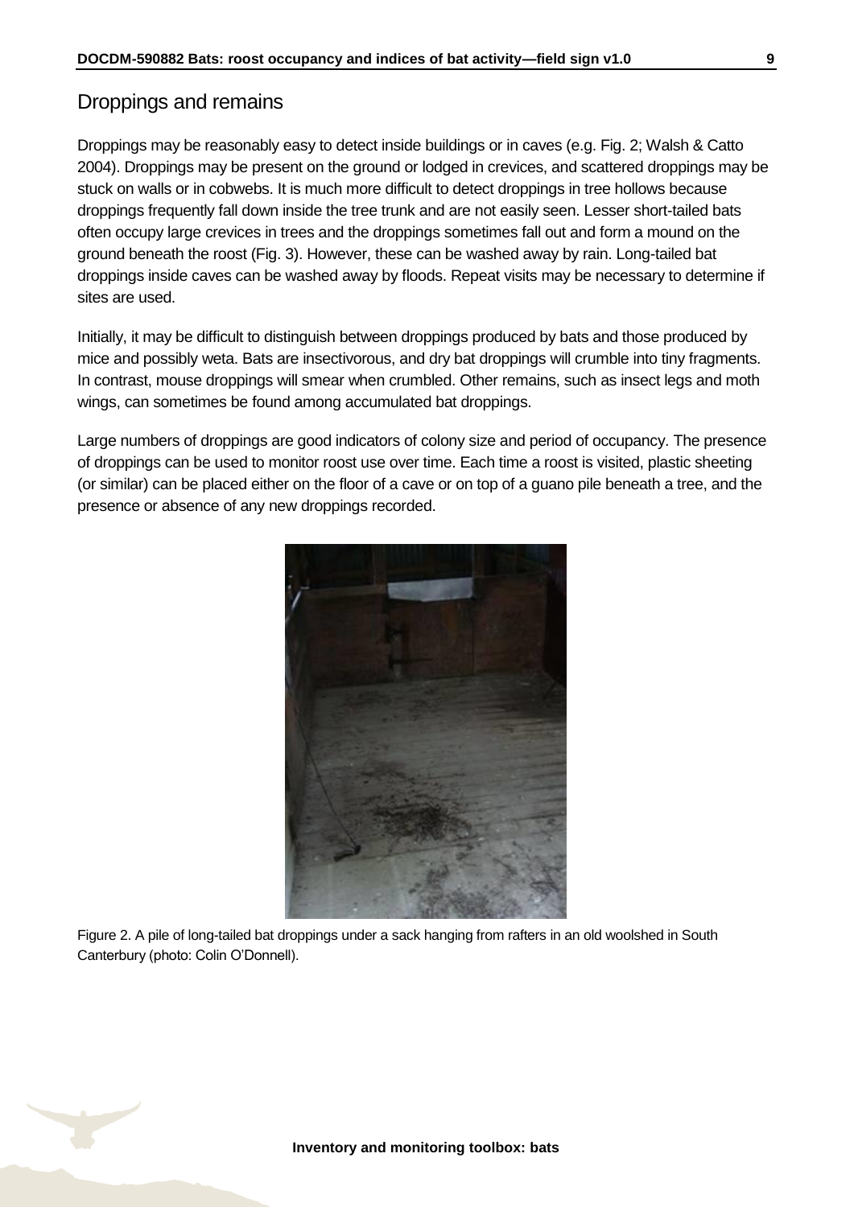## Droppings and remains

Droppings may be reasonably easy to detect inside buildings or in caves (e.g. Fig. 2; Walsh & Catto 2004). Droppings may be present on the ground or lodged in crevices, and scattered droppings may be stuck on walls or in cobwebs. It is much more difficult to detect droppings in tree hollows because droppings frequently fall down inside the tree trunk and are not easily seen. Lesser short-tailed bats often occupy large crevices in trees and the droppings sometimes fall out and form a mound on the ground beneath the roost (Fig. 3). However, these can be washed away by rain. Long-tailed bat droppings inside caves can be washed away by floods. Repeat visits may be necessary to determine if sites are used.

Initially, it may be difficult to distinguish between droppings produced by bats and those produced by mice and possibly weta. Bats are insectivorous, and dry bat droppings will crumble into tiny fragments. In contrast, mouse droppings will smear when crumbled. Other remains, such as insect legs and moth wings, can sometimes be found among accumulated bat droppings.

Large numbers of droppings are good indicators of colony size and period of occupancy. The presence of droppings can be used to monitor roost use over time. Each time a roost is visited, plastic sheeting (or similar) can be placed either on the floor of a cave or on top of a guano pile beneath a tree, and the presence or absence of any new droppings recorded.

Figure 2. A pile of long-tailed bat droppings under a sack hanging from rafters in an old woolshed in South Canterbury (photo: Colin O'Donnell).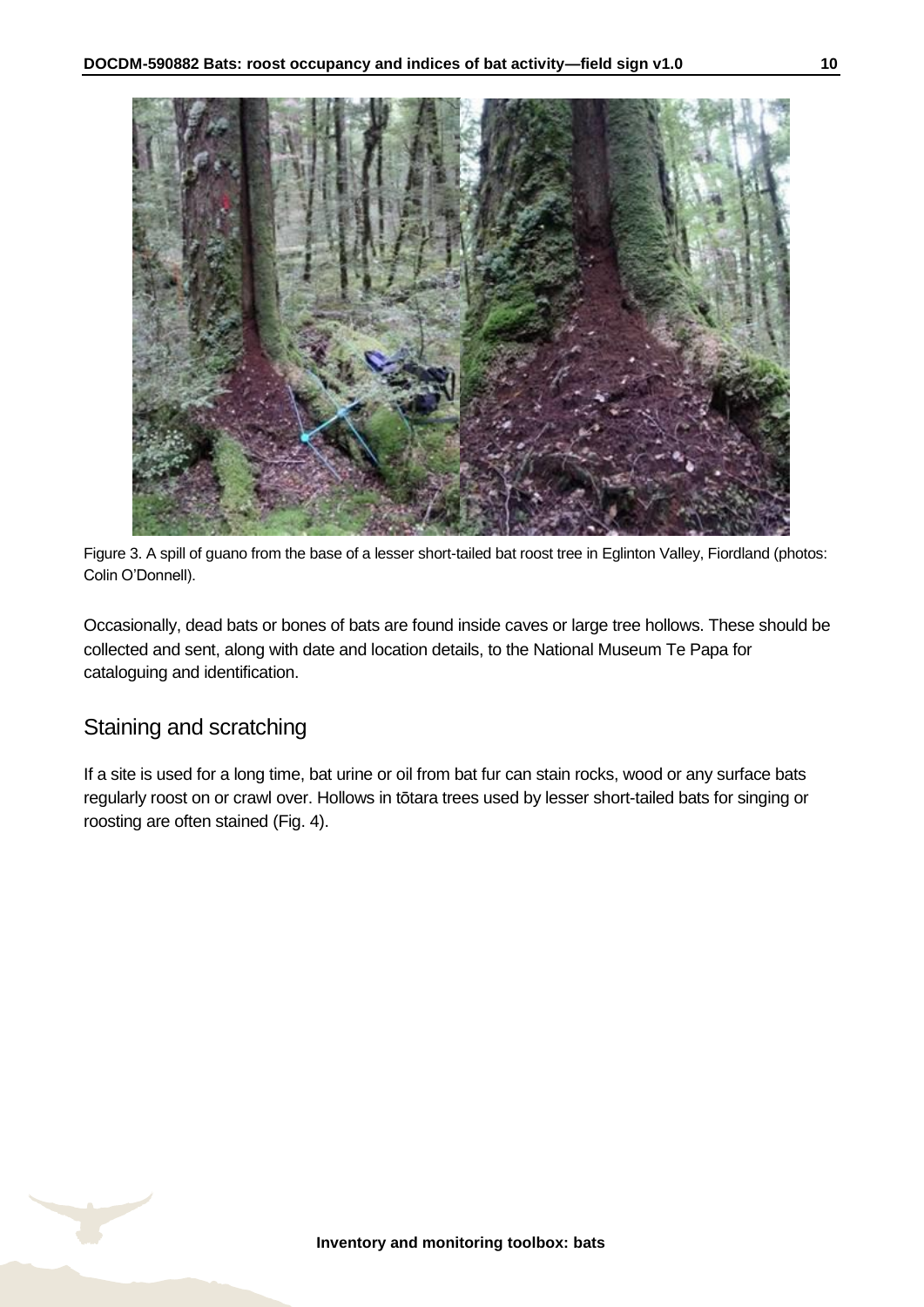Figure 3. A spill of guano from the base of a lesser short-tailed bat roost tree in Eglinton Valley, Fiordland (photos: Colin O'Donnell).

Occasionally, dead bats or bones of bats are found inside caves or large tree hollows. These should be collected and sent, along with date and location details, to the National Museum Te Papa for cataloguing and identification.

## Staining and scratching

If a site is used for a long time, bat urine or oil from bat fur can stain rocks, wood or any surface bats regularly roost on or crawl over. Hollows in tōtara trees used by lesser short-tailed bats for singing or roosting are often stained (Fig. 4).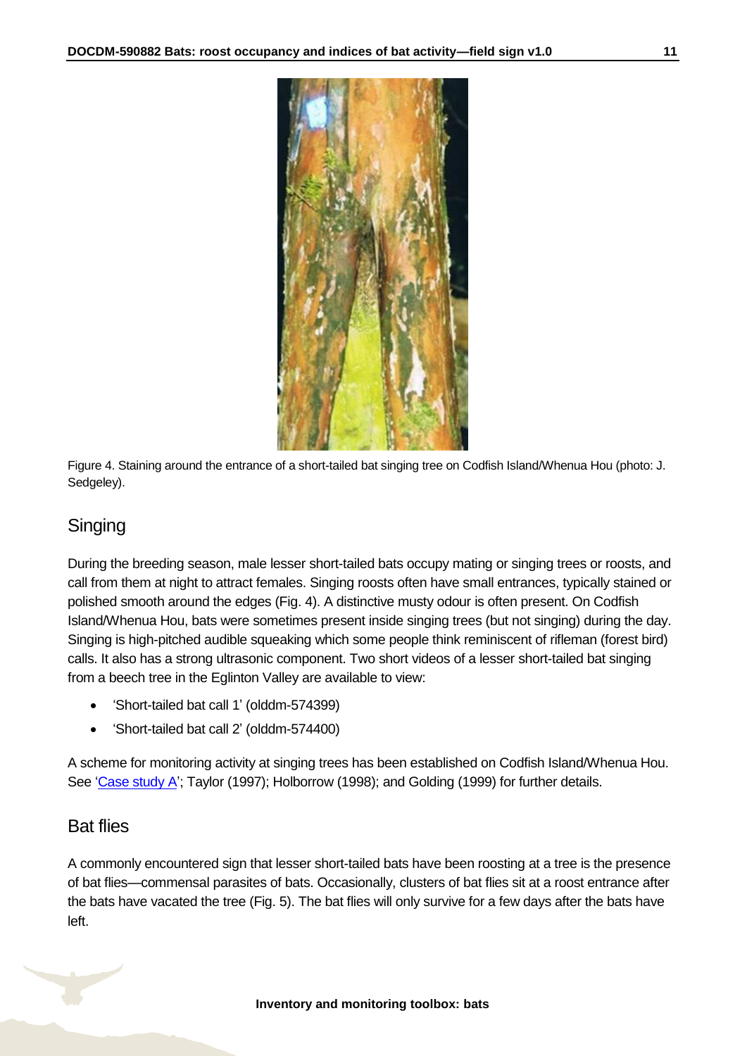Figure 4. Staining around the entrance of a short-tailed bat singing tree on Codfish Island/Whenua Hou (photo: J. Sedgeley).

## Singing

During the breeding season, male lesser short-tailed bats occupy mating or singing trees or roosts, and call from them at night to attract females. Singing roosts often have small entrances, typically stained or polished smooth around the edges (Fig. 4). A distinctive musty odour is often present. On Codfish Island/Whenua Hou, bats were sometimes present inside singing trees (but not singing) during the day. Singing is high-pitched audible squeaking which some people think reminiscent of rifleman (forest bird) calls. It also has a strong ultrasonic component. Two short videos of a lesser short-tailed bat singing from a beech tree in the Eglinton Valley are available to view:

- 'Short-tailed bat call 1' (olddm-574399)
- 'Short-tailed bat call 2' (olddm-574400)

A scheme for monitoring activity at singing trees has been established on Codfish Island/Whenua Hou. See 'Case study A'; Taylor (1997); Holborrow (1998); and Golding (1999) for further details.

## Bat flies

A commonly encountered sign that lesser short-tailed bats have been roosting at a tree is the presence of bat flies—commensal parasites of bats. Occasionally, clusters of bat flies sit at a roost entrance after the bats have vacated the tree (Fig. 5). The bat flies will only survive for a few days after the bats have left.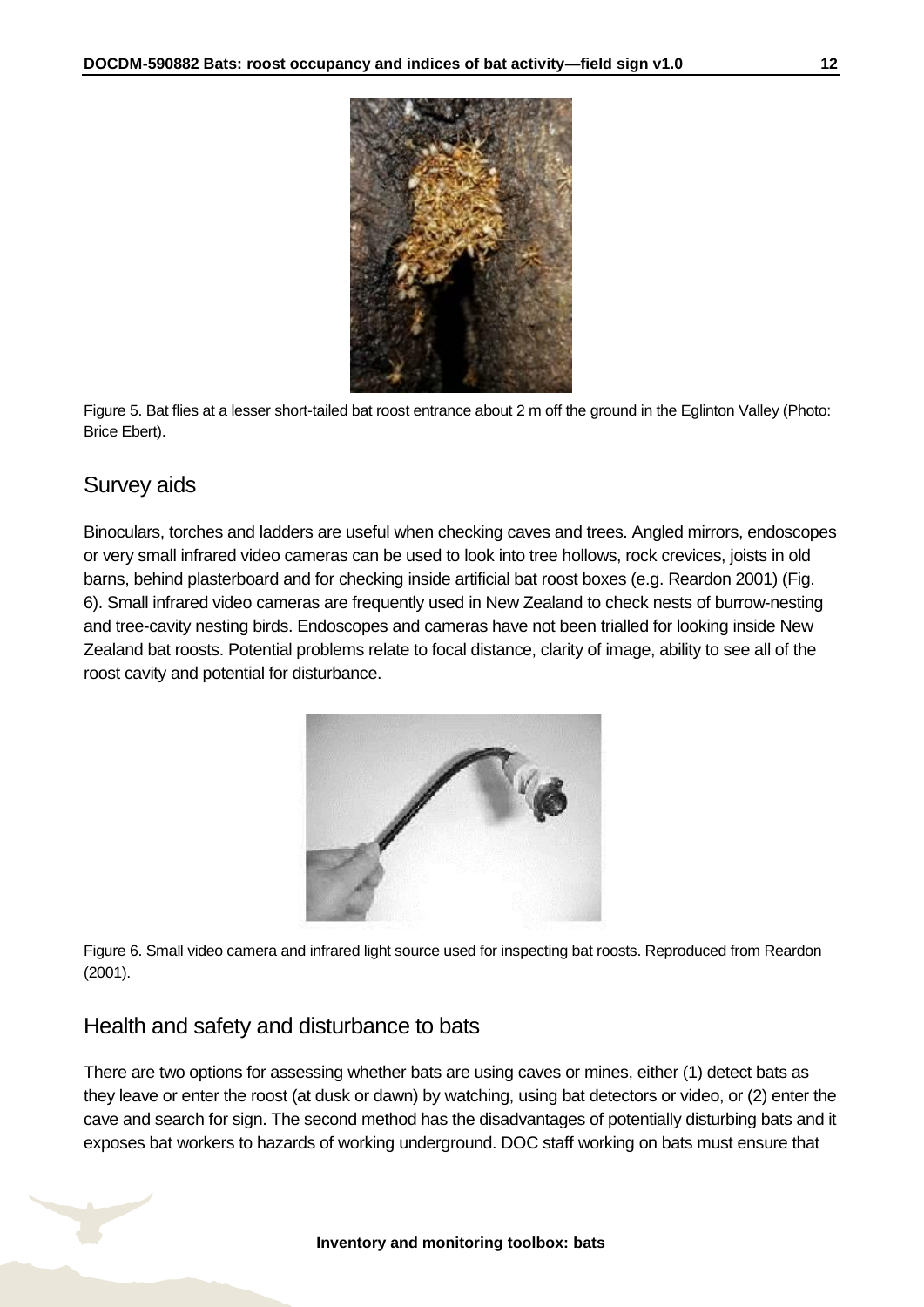Figure 5. Bat flies at a lesser short-tailed bat roost entrance about 2 m off the ground in the Eglinton Valley (Photo: Brice Ebert).

## Survey aids

Binoculars, torches and ladders are useful when checking caves and trees. Angled mirrors, endoscopes or very small infrared video cameras can be used to look into tree hollows, rock crevices, joists in old barns, behind plasterboard and for checking inside artificial bat roost boxes (e.g. Reardon 2001) (Fig. 6). Small infrared video cameras are frequently used in New Zealand to check nests of burrow-nesting and tree-cavity nesting birds. Endoscopes and cameras have not been trialled for looking inside New Zealand bat roosts. Potential problems relate to focal distance, clarity of image, ability to see all of the roost cavity and potential for disturbance.

Figure 6. Small video camera and infrared light source used for inspecting bat roosts. Reproduced from Reardon (2001).

## Health and safety and disturbance to bats

There are two options for assessing whether bats are using caves or mines, either (1) detect bats as they leave or enter the roost (at dusk or dawn) by watching, using bat detectors or video, or (2) enter the cave and search for sign. The second method has the disadvantages of potentially disturbing bats and it exposes bat workers to hazards of working underground. DOC staff working on bats must ensure that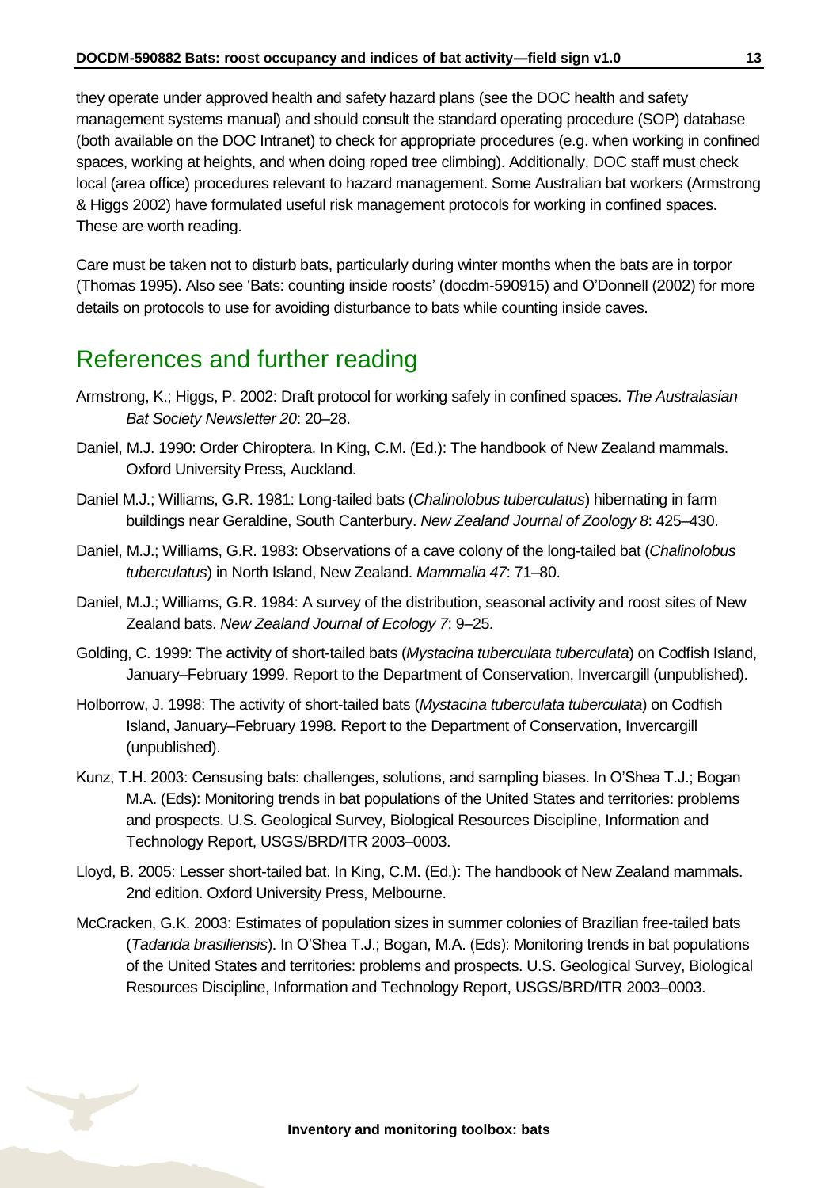they operate under approved health and safety hazard plans (see the DOC health and safety management systems manual) and should consult the standard operating procedure (SOP) database (both available on the DOC Intranet) to check for appropriate procedures (e.g. when working in confined spaces, working at heights, and when doing roped tree climbing). Additionally, DOC staff must check local (area office) procedures relevant to hazard management. Some Australian bat workers (Armstrong & Higgs 2002) have formulated useful risk management protocols for working in confined spaces. These are worth reading.

Care must be taken not to disturb bats, particularly during winter months when the bats are in torpor (Thomas 1995). Also see 'Bats: counting inside roosts' (docdm-590915) and O'Donnell (2002) for more details on protocols to use for avoiding disturbance to bats while counting inside caves.

## References and further reading

Armstrong, K.; Higgs, P. 2002: Draft protocol for working safely in confined spaces. *The Australasian Bat Society Newsletter 20*: 20–28.

Daniel, M.J. 1990: Order Chiroptera. In King, C.M. (Ed.): The handbook of New Zealand mammals. Oxford University Press, Auckland.

Daniel M.J.; Williams, G.R. 1981: Long-tailed bats (*Chalinolobus tuberculatus*) hibernating in farm buildings near Geraldine, South Canterbury. *New Zealand Journal of Zoology 8*: 425–430.

Daniel, M.J.; Williams, G.R. 1983: Observations of a cave colony of the long-tailed bat (*Chalinolobus tuberculatus*) in North Island, New Zealand. *Mammalia 47*: 71–80.

Daniel, M.J.; Williams, G.R. 1984: A survey of the distribution, seasonal activity and roost sites of New Zealand bats. *New Zealand Journal of Ecology 7*: 9–25.

Golding, C. 1999: The activity of short-tailed bats (*Mystacina tuberculata tuberculata*) on Codfish Island, January–February 1999. Report to the Department of Conservation, Invercargill (unpublished).

Holborrow, J. 1998: The activity of short-tailed bats (*Mystacina tuberculata tuberculata*) on Codfish Island, January–February 1998. Report to the Department of Conservation, Invercargill (unpublished).

Kunz, T.H. 2003: Censusing bats: challenges, solutions, and sampling biases. In O'Shea T.J.; Bogan M.A. (Eds): Monitoring trends in bat populations of the United States and territories: problems and prospects. U.S. Geological Survey, Biological Resources Discipline, Information and Technology Report, USGS/BRD/ITR 2003–0003.

Lloyd, B. 2005: Lesser short-tailed bat. In King, C.M. (Ed.): The handbook of New Zealand mammals. 2nd edition. Oxford University Press, Melbourne.

McCracken, G.K. 2003: Estimates of population sizes in summer colonies of Brazilian free-tailed bats (*Tadarida brasiliensis*). In O'Shea T.J.; Bogan, M.A. (Eds): Monitoring trends in bat populations of the United States and territories: problems and prospects. U.S. Geological Survey, Biological Resources Discipline, Information and Technology Report, USGS/BRD/ITR 2003–0003.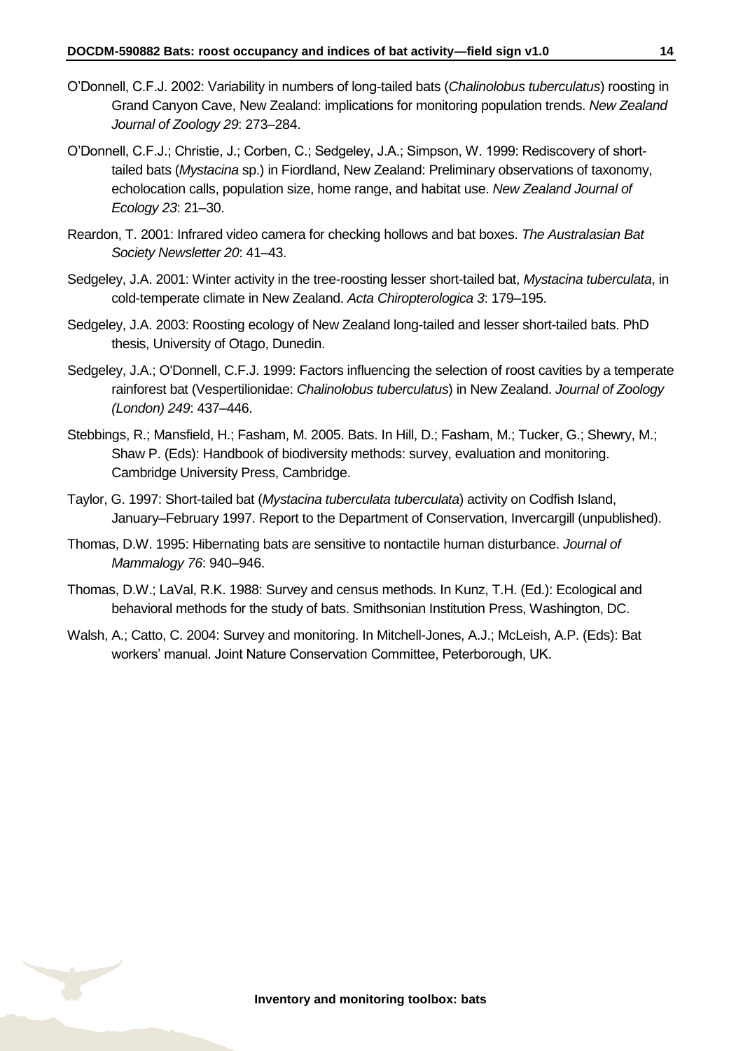O'Donnell, C.F.J. 2002: Variability in numbers of long-tailed bats (*Chalinolobus tuberculatus*) roosting in Grand Canyon Cave, New Zealand: implications for monitoring population trends. *New Zealand Journal of Zoology 29*: 273–284.

O'Donnell, C.F.J.; Christie, J.; Corben, C.; Sedgeley, J.A.; Simpson, W. 1999: Rediscovery of short-tailed bats (*Mystacina* sp.) in Fiordland, New Zealand: Preliminary observations of taxonomy, echolocation calls, population size, home range, and habitat use. *New Zealand Journal of Ecology 23*: 21–30.

Reardon, T. 2001: Infrared video camera for checking hollows and bat boxes. *The Australasian Bat Society Newsletter 20*: 41–43.

Sedgeley, J.A. 2001: Winter activity in the tree-roosting lesser short-tailed bat, *Mystacina tuberculata*, in cold-temperate climate in New Zealand. *Acta Chiropterologica 3*: 179–195.

Sedgeley, J.A. 2003: Roosting ecology of New Zealand long-tailed and lesser short-tailed bats. PhD thesis, University of Otago, Dunedin.

Sedgeley, J.A.; O'Donnell, C.F.J. 1999: Factors influencing the selection of roost cavities by a temperate rainforest bat (Vespertilionidae: *Chalinolobus tuberculatus*) in New Zealand. *Journal of Zoology (London) 249*: 437–446.

Stebbings, R.; Mansfield, H.; Fasham, M. 2005. Bats. In Hill, D.; Fasham, M.; Tucker, G.; Shewry, M.; Shaw P. (Eds): Handbook of biodiversity methods: survey, evaluation and monitoring. Cambridge University Press, Cambridge.

Taylor, G. 1997: Short-tailed bat (*Mystacina tuberculata tuberculata*) activity on Codfish Island, January–February 1997. Report to the Department of Conservation, Invercargill (unpublished).

Thomas, D.W. 1995: Hibernating bats are sensitive to nontactile human disturbance. *Journal of Mammalogy 76*: 940–946.

Thomas, D.W.; LaVal, R.K. 1988: Survey and census methods. In Kunz, T.H. (Ed.): Ecological and behavioral methods for the study of bats. Smithsonian Institution Press, Washington, DC.

Walsh, A.; Catto, C. 2004: Survey and monitoring. In Mitchell-Jones, A.J.; McLeish, A.P. (Eds): Bat workers' manual. Joint Nature Conservation Committee, Peterborough, UK.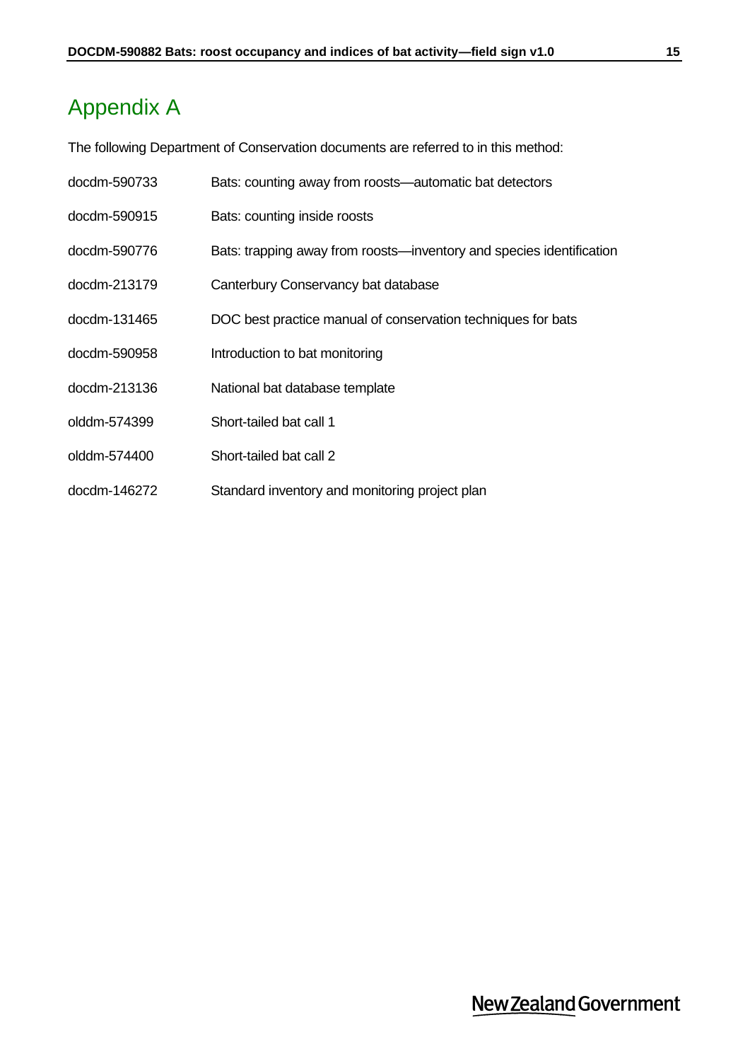# Appendix A

The following Department of Conservation documents are referred to in this method:

| | |
|---|---|
| docdm-590733 | Bats: counting away from roosts—automatic bat detectors |
| docdm-590915 | Bats: counting inside roosts |
| docdm-590776 | Bats: trapping away from roosts—inventory and species identification |
| docdm-213179 | Canterbury Conservancy bat database |
| docdm-131465 | DOC best practice manual of conservation techniques for bats |
| docdm-590958 | Introduction to bat monitoring |
| docdm-213136 | National bat database template |
| olddm-574399 | Short-tailed bat call 1 |
| olddm-574400 | Short-tailed bat call 2 |
| docdm-146272 | Standard inventory and monitoring project plan |

New Zealand Government